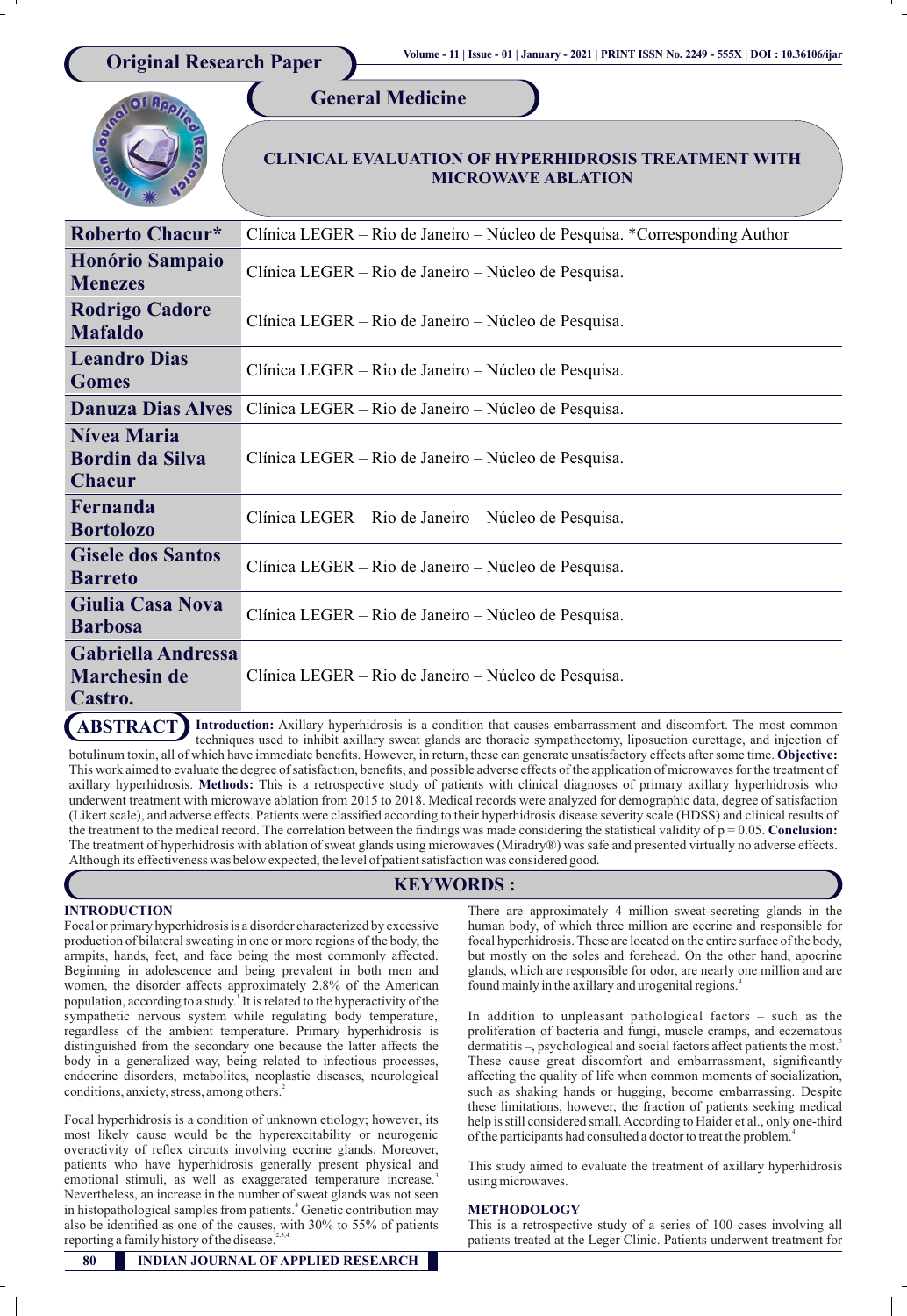Original Research Paper

General Medicine

# CLINICAL EVALUATION OF HYPERHIDROSIS TREATMENT WITH MICROWAVE ABLATION

| | |
|---|---|
| **Roberto Chacur*** | Clínica LEGER – Rio de Janeiro – Núcleo de Pesquisa. *Corresponding Author |
| **Honório Sampaio Menezes** | Clínica LEGER – Rio de Janeiro – Núcleo de Pesquisa. |
| **Rodrigo Cadore Mafaldo** | Clínica LEGER – Rio de Janeiro – Núcleo de Pesquisa. |
| **Leandro Dias Gomes** | Clínica LEGER – Rio de Janeiro – Núcleo de Pesquisa. |
| **Danuza Dias Alves** | Clínica LEGER – Rio de Janeiro – Núcleo de Pesquisa. |
| **Nívea Maria Bordin da Silva Chacur** | Clínica LEGER – Rio de Janeiro – Núcleo de Pesquisa. |
| **Fernanda Bortolozo** | Clínica LEGER – Rio de Janeiro – Núcleo de Pesquisa. |
| **Gisele dos Santos Barreto** | Clínica LEGER – Rio de Janeiro – Núcleo de Pesquisa. |
| **Giulia Casa Nova Barbosa** | Clínica LEGER – Rio de Janeiro – Núcleo de Pesquisa. |
| **Gabriella Andressa Marchesin de Castro.** | Clínica LEGER – Rio de Janeiro – Núcleo de Pesquisa. |

## ABSTRACT

**Introduction:** Axillary hyperhidrosis is a condition that causes embarrassment and discomfort. The most common techniques used to inhibit axillary sweat glands are thoracic sympathectomy, liposuction curettage, and injection of botulinum toxin, all of which have immediate benefits. However, in return, these can generate unsatisfactory effects after some time. **Objective:** This work aimed to evaluate the degree of satisfaction, benefits, and possible adverse effects of the application of microwaves for the treatment of axillary hyperhidrosis. **Methods:** This is a retrospective study of patients with clinical diagnoses of primary axillary hyperhidrosis who underwent treatment with microwave ablation from 2015 to 2018. Medical records were analyzed for demographic data, degree of satisfaction (Likert scale), and adverse effects. Patients were classified according to their hyperhidrosis disease severity scale (HDSS) and clinical results of the treatment to the medical record. The correlation between the findings was made considering the statistical validity of $p = 0.05$. **Conclusion:** The treatment of hyperhidrosis with ablation of sweat glands using microwaves (Miradry®) was safe and presented virtually no adverse effects. Although its effectiveness was below expected, the level of patient satisfaction was considered good.

## KEYWORDS :

### INTRODUCTION

Focal or primary hyperhidrosis is a disorder characterized by excessive production of bilateral sweating in one or more regions of the body, the armpits, hands, feet, and face being the most commonly affected. Beginning in adolescence and being prevalent in both men and women, the disorder affects approximately 2.8% of the American population, according to a study.[1] It is related to the hyperactivity of the sympathetic nervous system while regulating body temperature, regardless of the ambient temperature. Primary hyperhidrosis is distinguished from the secondary one because the latter affects the body in a generalized way, being related to infectious processes, endocrine disorders, metabolites, neoplastic diseases, neurological conditions, anxiety, stress, among others.[2]

Focal hyperhidrosis is a condition of unknown etiology; however, its most likely cause would be the hyperexcitability or neurogenic overactivity of reflex circuits involving eccrine glands. Moreover, patients who have hyperhidrosis generally present physical and emotional stimuli, as well as exaggerated temperature increase.[3] Nevertheless, an increase in the number of sweat glands was not seen in histopathological samples from patients.[4] Genetic contribution may also be identified as one of the causes, with 30% to 55% of patients reporting a family history of the disease.[2,3,4]

There are approximately 4 million sweat-secreting glands in the human body, of which three million are eccrine and responsible for focal hyperhidrosis. These are located on the entire surface of the body, but mostly on the soles and forehead. On the other hand, apocrine glands, which are responsible for odor, are nearly one million and are found mainly in the axillary and urogenital regions.[4]

In addition to unpleasant pathological factors – such as the proliferation of bacteria and fungi, muscle cramps, and eczematous dermatitis –, psychological and social factors affect patients the most.[3] These cause great discomfort and embarrassment, significantly affecting the quality of life when common moments of socialization, such as shaking hands or hugging, become embarrassing. Despite these limitations, however, the fraction of patients seeking medical help is still considered small. According to Haider et al., only one-third of the participants had consulted a doctor to treat the problem.[4]

This study aimed to evaluate the treatment of axillary hyperhidrosis using microwaves.

### METHODOLOGY

This is a retrospective study of a series of 100 cases involving all patients treated at the Leger Clinic. Patients underwent treatment for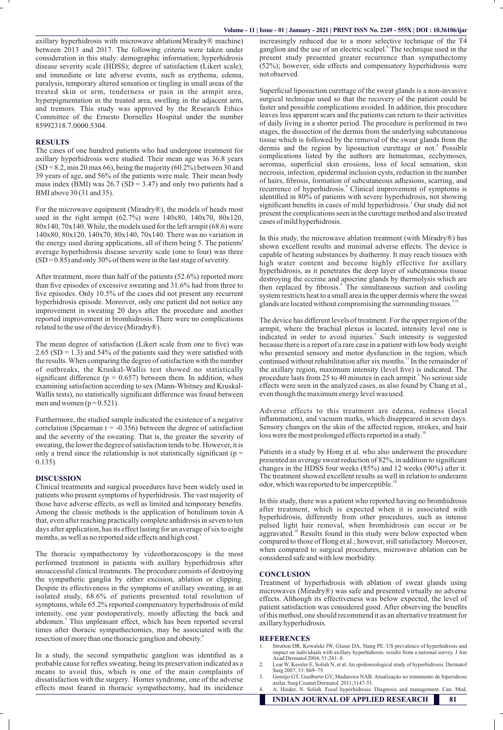axillary hyperhidrosis with microwave ablation(Miradry® machine) between 2013 and 2017. The following criteria were taken under consideration in this study: demographic information; hyperhidrosis disease severity scale (HDSS); degree of satisfaction (Likert scale); and immediate or late adverse events, such as erythema, edema, paralysis, temporary altered sensation or tingling in small areas of the treated skin or arm, tenderness or pain in the armpit area, hyperpigmentation in the treated area, swelling in the adjacent arm, and tremors. This study was approved by the Research Ethics Committee of the Ernesto Dornelles Hospital under the number 85992318.7.0000.5304.

## RESULTS

The cases of one hundred patients who had undergone treatment for axillary hyperhidrosis were studied. Their mean age was 36.8 years (SD = 8.2, min 20 max 66), being the majority (60.2%) between 30 and 39 years of age, and 56% of the patients were male. Their mean body mass index (BMI) was 26.7 (SD = 3.47) and only two patients had a BMI above 30 (31 and 35).

For the microwave equipment (Miradry®), the models of heads most used in the right armpit (62.7%) were 140x80, 140x70, 80x120, 80x140, 70x140. While, the models used for the left armpit (68.6) were 140x80, 80x120, 140x70, 80x140, 70x140. There was no variation in the energy used during applications, all of them being 5. The patients' average hyperhidrosis disease severity scale (one to four) was three (SD = 0.85) and only 30% of them were in the last stage of severity.

After treatment, more than half of the patients (52.6%) reported more than five episodes of excessive sweating and 31.6% had from three to five episodes. Only 10.5% of the cases did not present any recurrent hyperhidrosis episode. Moreover, only one patient did not notice any improvement in sweating 20 days after the procedure and another reported improvement in bromhidrosis. There were no complications related to the use of the device (Miradry®).

The mean degree of satisfaction (Likert scale from one to five) was 2.65 (SD = 1.3) and 54% of the patients said they were satisfied with the results. When comparing the degree of satisfaction with the number of outbreaks, the Kruskal-Wallis test showed no statistically significant difference ($p = 0.657$) between them. In addition, when examining satisfaction according to sex (Mann-Whitney and Kruskal-Wallis tests), no statistically significant difference was found between men and women ($p = 0.521$).

Furthermore, the studied sample indicated the existence of a negative correlation (Spearman $r = -0.356$) between the degree of satisfaction and the severity of the sweating. That is, the greater the severity of sweating, the lower the degree of satisfaction tends to be. However, it is only a trend since the relationship is not statistically significant ($p = 0.135$).

## DISCUSSION

Clinical treatments and surgical procedures have been widely used in patients who present symptoms of hyperhidrosis. The vast majority of those have adverse effects, as well as limited and temporary benefits. Among the classic methods is the application of botulinum toxin A that, even after reaching practically complete anhidrosis in seven to ten days after application, has its effect lasting for an average of six to eight months, as well as no reported side effects and high cost.[3]

The thoracic sympathectomy by videothoracoscopy is the most performed treatment in patients with axillary hyperhidrosis after unsuccessful clinical treatments. The procedure consists of destroying the sympathetic ganglia by either excision, ablation or clipping. Despite its effectiveness in the symptoms of axillary sweating, in an isolated study, 68.6% of patients presented total resolution of symptoms, while 65.2% reported compensatory hyperhidrosis of mild intensity, one year postoperatively, mostly affecting the back and abdomen.[5] This unpleasant effect, which has been reported several times after thoracic sympathectomies, may be associated with the resection of more than one thoracic ganglion and obesity.[6]

In a study, the second sympathetic ganglion was identified as a probable cause for reflex sweating, being its preservation indicated as a means to avoid this, which is one of the main complaints of dissatisfaction with the surgery.[7] Horner syndrome, one of the adverse effects most feared in thoracic sympathectomy, had its incidence increasingly reduced due to a more selective technique of the T4 ganglion and the use of an electric scalpel.[6] The technique used in the present study presented greater recurrence than sympathectomy (52%); however, side effects and compensatory hyperhidrosis were not observed.

Superficial liposuction curettage of the sweat glands is a non-invasive surgical technique used so that the recovery of the patient could be faster and possible complications avoided. In addition, this procedure leaves less apparent scars and the patients can return to their activities of daily living in a shorter period. The procedure is performed in two stages, the dissection of the dermis from the underlying subcutaneous tissue which is followed by the removal of the sweat glands from the dermis and the region by liposuction curettage or not.[8] Possible complications listed by the authors are hematomas, ecchymoses, seromas, superficial skin erosions, loss of local sensation, skin necrosis, infection, epidermal inclusion cysts, reduction in the number of hairs, fibrosis, formation of subcutaneous adhesions, scarring, and recurrence of hyperhidrosis.[8] Clinical improvement of symptoms is identified in 80% of patients with severe hyperhidrosis, not showing significant benefits in cases of mild hyperhidrosis.[3] Our study did not present the complications seen in the curettage method and also treated cases of mild hyperhidrosis.

In this study, the microwave ablation treatment (with Miradry®) has shown excellent results and minimal adverse effects. The device is capable of heating substances by diathermy. It may reach tissues with high water content and become highly effective for axillary hyperhidrosis, as it penetrates the deep layer of subcutaneous tissue destroying the eccrine and apocrine glands by thermolysis which are then replaced by fibrosis.[9] The simultaneous suction and cooling system restricts heat to a small area in the upper dermis where the sweat glands are located without compromising the surrounding tissues.[9,10]

The device has different levels of treatment. For the upper region of the armpit, where the brachial plexus is located, intensity level one is indicated in order to avoid injuries.[9] Such intensity is suggested because there is a report of a rare case in a patient with low body weight who presented sensory and motor dysfunction in the region, which continued without rehabilitation after six months.[11] In the remainder of the axillary region, maximum intensity (level five) is indicated. The procedure lasts from 25 to 40 minutes in each armpit.[9] No serious side effects were seen in the analyzed cases, as also found by Chang et al., even though the maximum energy level was used.

Adverse effects to this treatment are edema, redness (local inflammation), and vacuum marks, which disappeared in seven days. Sensory changes on the skin of the affected region, strokes, and hair loss were the most prolonged effects reported in a study.[10]

Patients in a study by Hong et al. who also underwent the procedure presented an average sweat reduction of 82%, in addition to significant changes in the HDSS four weeks (85%) and 12 weeks (90%) after it. The treatment showed excellent results as well in relation to underarm odor, which was reported to be imperceptible.[10]

In this study, there was a patient who reported having no bromhidrosis after treatment, which is expected when it is associated with hyperhidrosis, differently from other procedures, such as intense pulsed light hair removal, when bromhidrosis can occur or be aggravated.[20] Results found in this study were below expected when compared to those of Hong et al.; however, still satisfactory. Moreover, when compared to surgical procedures, microwave ablation can be considered safe and with low morbidity.

## CONCLUSION

Treatment of hyperhidrosis with ablation of sweat glands using microwaves (Miradry®) was safe and presented virtually no adverse effects. Although its effectiveness was below expected, the level of patient satisfaction was considered good. After observing the benefits of this method, one should recommend it as an alternative treatment for axillary hyperhidrosis.

## REFERENCES

1. Strutton DR, Kowalski JW, Glaser DA, Stang PE. US prevalence of hyperhidrosis and impact on individuals with axillary hyperhidrosis: results from a national survey. J Am Acad Dermatol 2004; 51:241–8.
2. Lear W, Kessler E, Solish N, et al. An epidemiological study of hyperhidrosis. Dermatol Surg 2007; 33: S69–75
3. Gontijo GT, Gualberto GV, Madureira NAB. Atualização no tratamento de hiperidrose axilar. Surg Cosmet Dermatol. 2011;3147-51.
4. A. Haider, N. Solish. Focal hyperhidrosis: Diagnosis and management. Can. Med.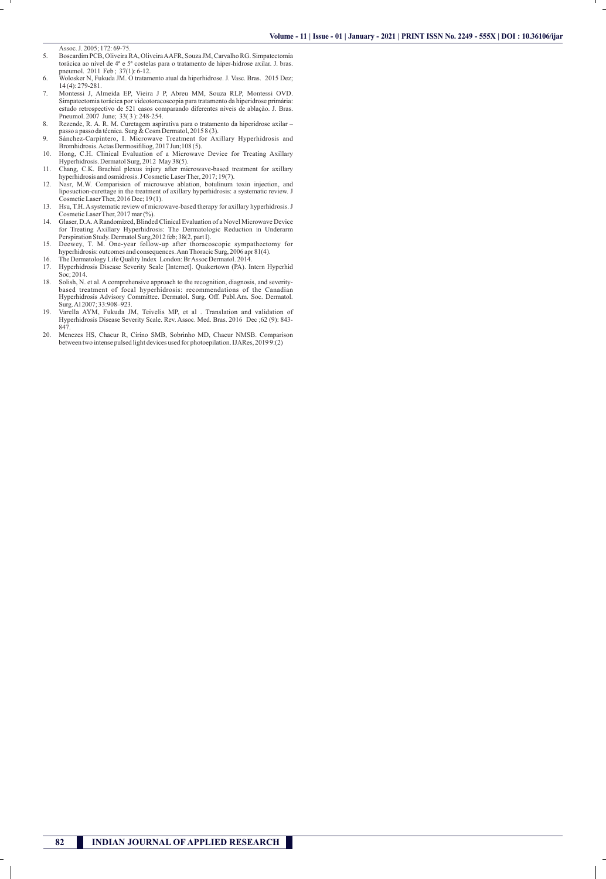Assoc. J. 2005; 172: 69-75.

5. Boscardim PCB, Oliveira RA, Oliveira AAFR, Souza JM, Carvalho RG. Simpatectomia torácica ao nível de 4ª e 5ª costelas para o tratamento de hiper-hidrose axilar. J. bras. pneumol. 2011 Feb ; 37(1): 6-12.
6. Wolosker N, Fukuda JM. O tratamento atual da hiperhidrose. J. Vasc. Bras. 2015 Dez; 14 (4): 279-281.
7. Montessi J, Almeida EP, Vieira J P, Abreu MM, Souza RLP, Montessi OVD. Simpatectomia torácica por videotoracoscopia para tratamento da hiperidrose primária: estudo retrospectivo de 521 casos comparando diferentes níveis de ablação. J. Bras. Pneumol. 2007 June; 33( 3 ): 248-254.
8. Rezende, R. A. R. M. Curetagem aspirativa para o tratamento da hiperidrose axilar – passo a passo da técnica. Surg & Cosm Dermatol, 2015 8 (3).
9. Sánchez-Carpintero, I. Microwave Treatment for Axillary Hyperhidrosis and Bromhidrosis. Actas Dermosifiliog, 2017 Jun;108 (5).
10. Hong, C.H. Clinical Evaluation of a Microwave Device for Treating Axillary Hyperhidrosis. Dermatol Surg, 2012 May 38(5).
11. Chang, C.K. Brachial plexus injury after microwave-based treatment for axillary hyperhidrosis and osmidrosis. J Cosmetic Laser Ther, 2017; 19(7).
12. Nasr, M.W. Comparision of microwave ablation, botulinum toxin injection, and liposuction-curettage in the treatment of axillary hyperhidrosis: a systematic review. J Cosmetic Laser Ther, 2016 Dec; 19 (1).
13. Hsu, T.H. A systematic review of microwave-based therapy for axillary hyperhidrosis. J Cosmetic Laser Ther, 2017 mar (%).
14. Glaser, D.A. A Randomized, Blinded Clinical Evaluation of a Novel Microwave Device for Treating Axillary Hyperhidrosis: The Dermatologic Reduction in Underarm Perspiration Study. Dermatol Surg,2012 feb; 38(2, part I).
15. Deewey, T. M. One-year follow-up after thoracoscopic sympathectomy for hyperhidrosis: outcomes and consequences. Ann Thoracic Surg, 2006 apr 81(4).
16. The Dermatology Life Quality Index London: Br Assoc Dermatol. 2014.
17. Hyperhidrosis Disease Severity Scale [Internet]. Quakertown (PA). Intern Hyperhid Soc; 2014.
18. Solish, N. et al. A comprehensive approach to the recognition, diagnosis, and severity-based treatment of focal hyperhidrosis: recommendations of the Canadian Hyperhidrosis Advisory Committee. Dermatol. Surg. Off. Publ.Am. Soc. Dermatol. Surg. Al 2007; 33:908–923.
19. Varella AYM, Fukuda JM, Teivelis MP, et al . Translation and validation of Hyperhidrosis Disease Severity Scale. Rev. Assoc. Med. Bras. 2016 Dec ;62 (9): 843-847.
20. Menezes HS, Chacur R, Cirino SMB, Sobrinho MD, Chacur NMSB. Comparison between two intense pulsed light devices used for photoepilation. IJARes, 2019 9:(2)